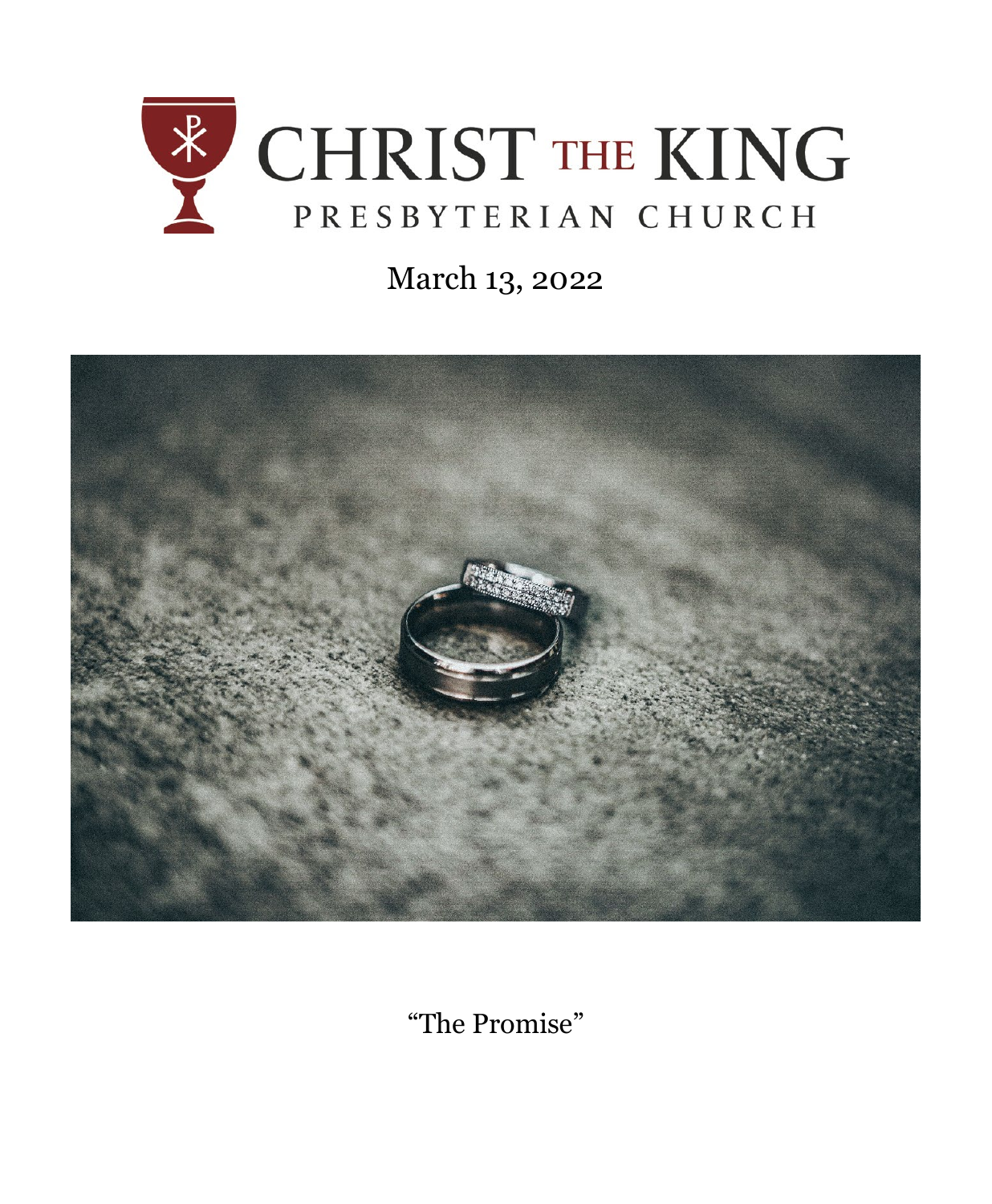# CHRIST THE KING
## PRESBYTERIAN CHURCH

March 13, 2022

"The Promise"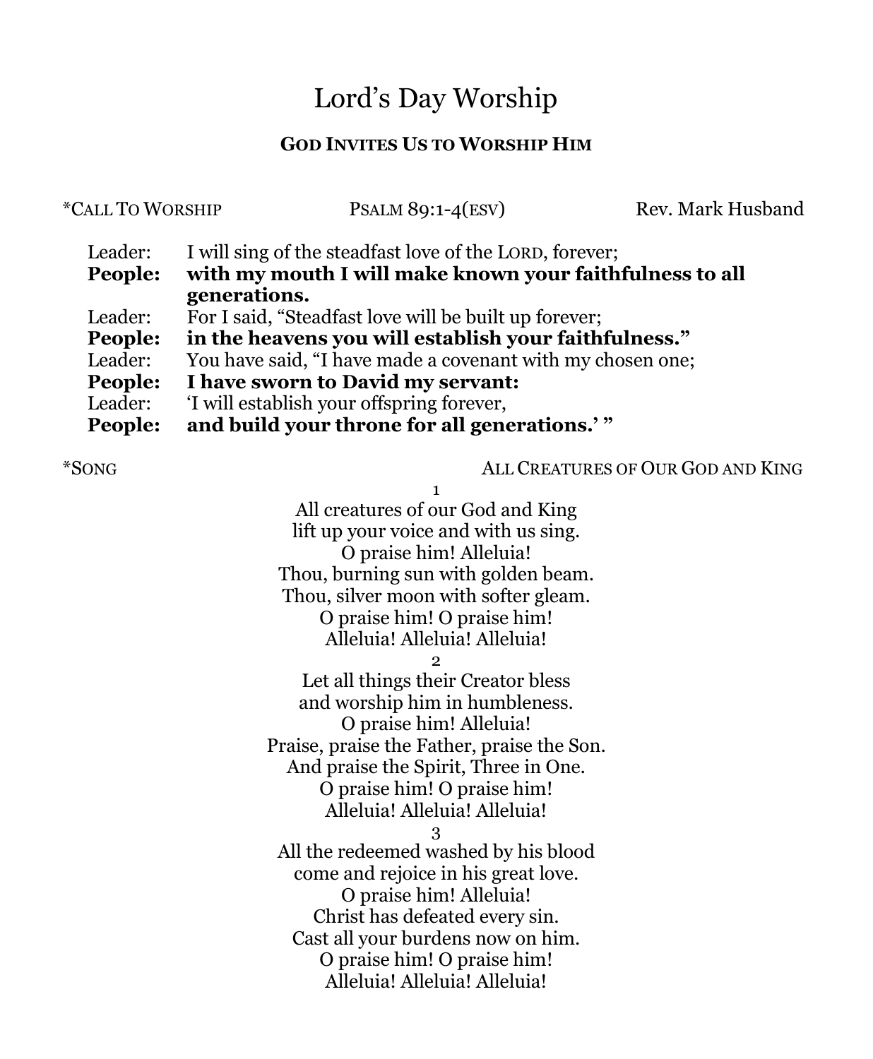# Lord's Day Worship

## GOD INVITES US TO WORSHIP HIM

*CALL TO WORSHIP — PSALM 89:1-4(ESV) — Rev. Mark Husband

Leader: I will sing of the steadfast love of the LORD, forever;
**People: with my mouth I will make known your faithfulness to all generations.**
Leader: For I said, "Steadfast love will be built up forever;
**People: in the heavens you will establish your faithfulness."**
Leader: You have said, "I have made a covenant with my chosen one;
**People: I have sworn to David my servant:**
Leader: 'I will establish your offspring forever,
**People: and build your throne for all generations.' "**

*SONG — ALL CREATURES OF OUR GOD AND KING

1
All creatures of our God and King
lift up your voice and with us sing.
O praise him! Alleluia!
Thou, burning sun with golden beam.
Thou, silver moon with softer gleam.
O praise him! O praise him!
Alleluia! Alleluia! Alleluia!

2
Let all things their Creator bless
and worship him in humbleness.
O praise him! Alleluia!
Praise, praise the Father, praise the Son.
And praise the Spirit, Three in One.
O praise him! O praise him!
Alleluia! Alleluia! Alleluia!

3
All the redeemed washed by his blood
come and rejoice in his great love.
O praise him! Alleluia!
Christ has defeated every sin.
Cast all your burdens now on him.
O praise him! O praise him!
Alleluia! Alleluia! Alleluia!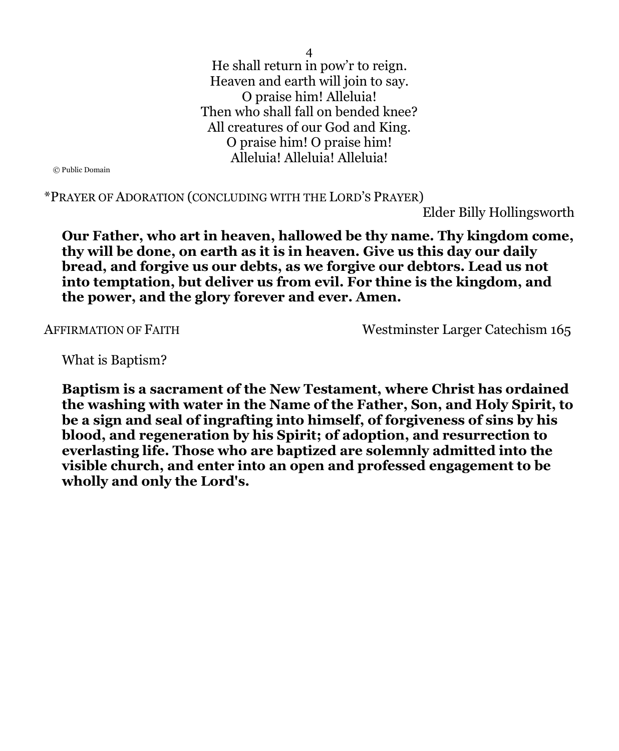4
He shall return in pow'r to reign.
Heaven and earth will join to say.
O praise him! Alleluia!
Then who shall fall on bended knee?
All creatures of our God and King.
O praise him! O praise him!
Alleluia! Alleluia! Alleluia!

© Public Domain

*PRAYER OF ADORATION (CONCLUDING WITH THE LORD'S PRAYER)

Elder Billy Hollingsworth

**Our Father, who art in heaven, hallowed be thy name. Thy kingdom come, thy will be done, on earth as it is in heaven. Give us this day our daily bread, and forgive us our debts, as we forgive our debtors. Lead us not into temptation, but deliver us from evil. For thine is the kingdom, and the power, and the glory forever and ever. Amen.**

AFFIRMATION OF FAITH — Westminster Larger Catechism 165

What is Baptism?

**Baptism is a sacrament of the New Testament, where Christ has ordained the washing with water in the Name of the Father, Son, and Holy Spirit, to be a sign and seal of ingrafting into himself, of forgiveness of sins by his blood, and regeneration by his Spirit; of adoption, and resurrection to everlasting life. Those who are baptized are solemnly admitted into the visible church, and enter into an open and professed engagement to be wholly and only the Lord's.**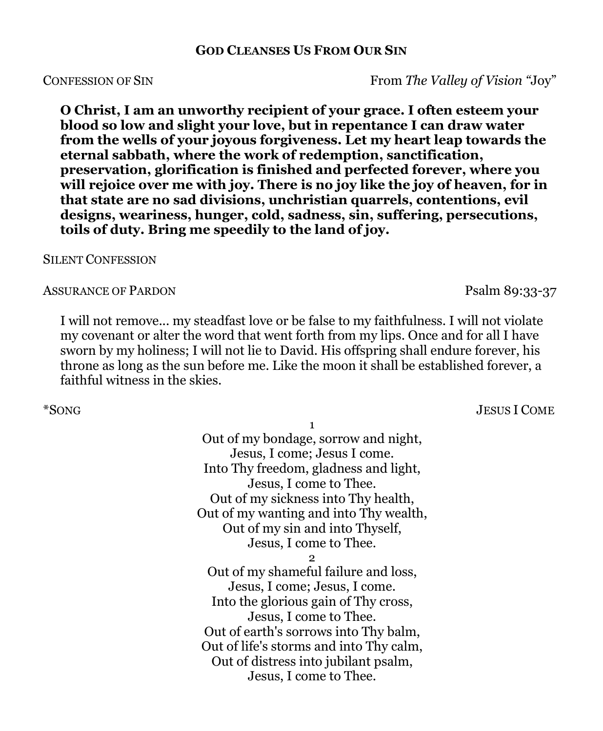## God Cleanses Us From Our Sin

Confession of Sin — From *The Valley of Vision* "Joy"

**O Christ, I am an unworthy recipient of your grace. I often esteem your blood so low and slight your love, but in repentance I can draw water from the wells of your joyous forgiveness. Let my heart leap towards the eternal sabbath, where the work of redemption, sanctification, preservation, glorification is finished and perfected forever, where you will rejoice over me with joy. There is no joy like the joy of heaven, for in that state are no sad divisions, unchristian quarrels, contentions, evil designs, weariness, hunger, cold, sadness, sin, suffering, persecutions, toils of duty. Bring me speedily to the land of joy.**

Silent Confession

Assurance of Pardon — Psalm 89:33-37

I will not remove... my steadfast love or be false to my faithfulness. I will not violate my covenant or alter the word that went forth from my lips. Once and for all I have sworn by my holiness; I will not lie to David. His offspring shall endure forever, his throne as long as the sun before me. Like the moon it shall be established forever, a faithful witness in the skies.

*Song — Jesus I Come

1

Out of my bondage, sorrow and night,
Jesus, I come; Jesus I come.
Into Thy freedom, gladness and light,
Jesus, I come to Thee.
Out of my sickness into Thy health,
Out of my wanting and into Thy wealth,
Out of my sin and into Thyself,
Jesus, I come to Thee.

2

Out of my shameful failure and loss,
Jesus, I come; Jesus, I come.
Into the glorious gain of Thy cross,
Jesus, I come to Thee.
Out of earth's sorrows into Thy balm,
Out of life's storms and into Thy calm,
Out of distress into jubilant psalm,
Jesus, I come to Thee.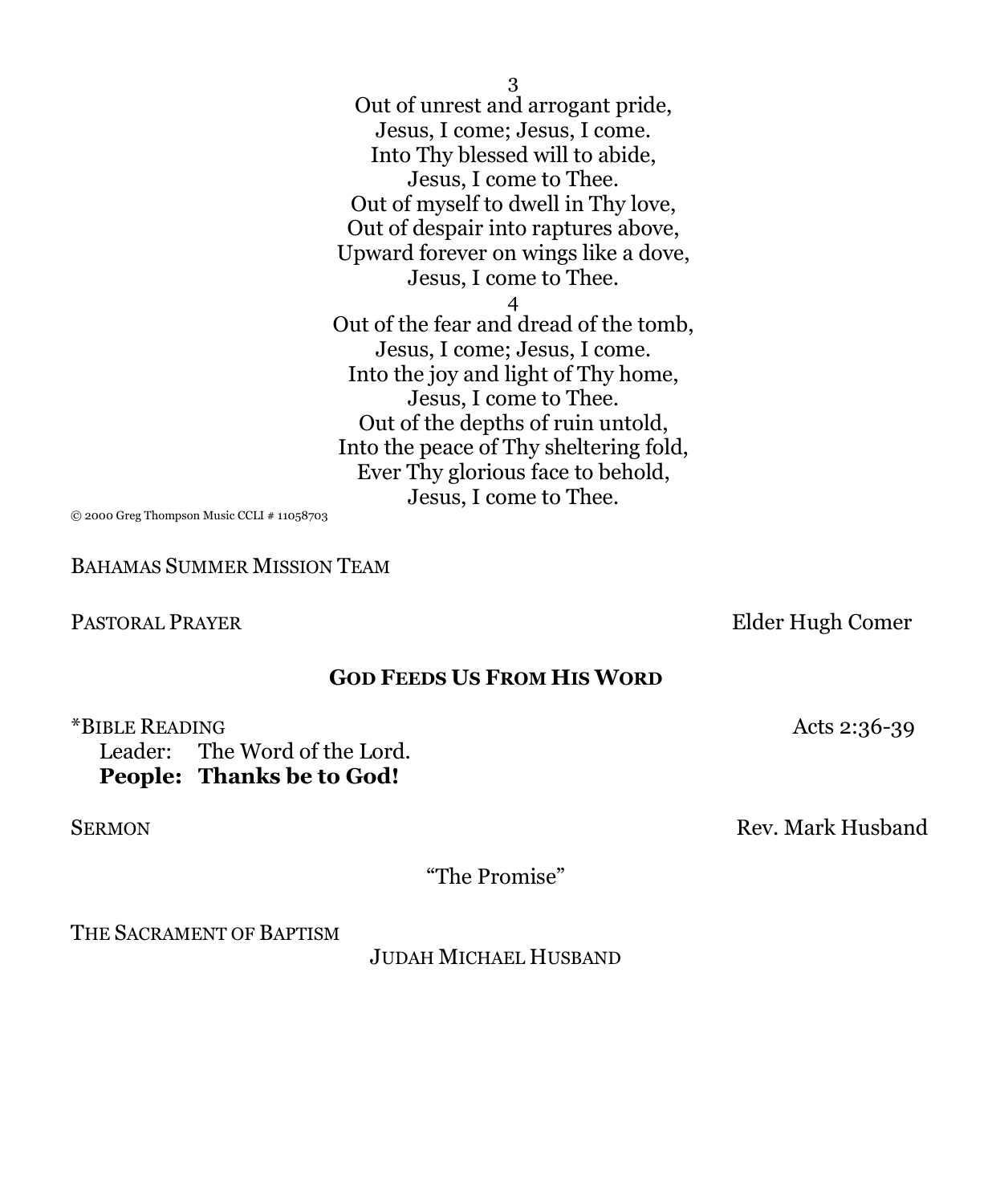3

Out of unrest and arrogant pride,
Jesus, I come; Jesus, I come.
Into Thy blessed will to abide,
Jesus, I come to Thee.
Out of myself to dwell in Thy love,
Out of despair into raptures above,
Upward forever on wings like a dove,
Jesus, I come to Thee.

4

Out of the fear and dread of the tomb,
Jesus, I come; Jesus, I come.
Into the joy and light of Thy home,
Jesus, I come to Thee.
Out of the depths of ruin untold,
Into the peace of Thy sheltering fold,
Ever Thy glorious face to behold,
Jesus, I come to Thee.

© 2000 Greg Thompson Music CCLI # 11058703

BAHAMAS SUMMER MISSION TEAM

PASTORAL PRAYER — Elder Hugh Comer

## GOD FEEDS US FROM HIS WORD

*BIBLE READING — Acts 2:36-39

Leader: The Word of the Lord.
**People: Thanks be to God!**

SERMON — Rev. Mark Husband

"The Promise"

THE SACRAMENT OF BAPTISM

JUDAH MICHAEL HUSBAND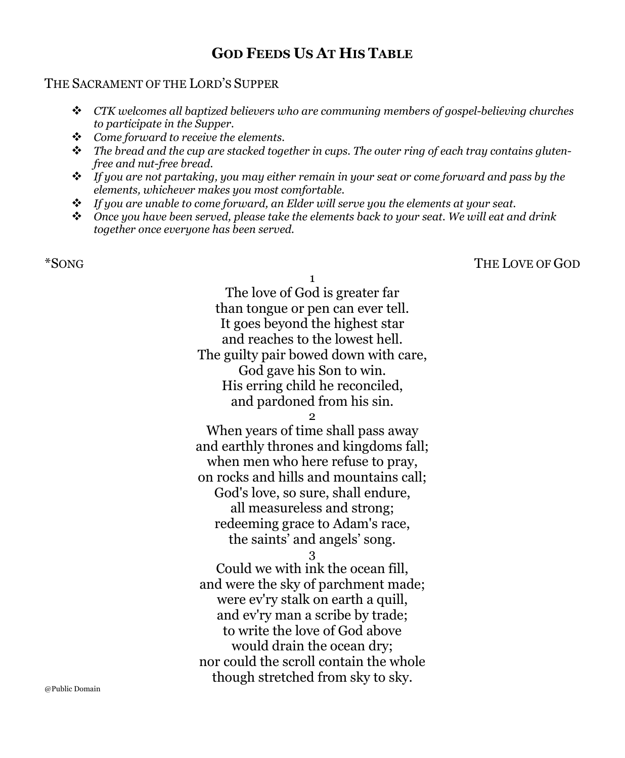# GOD FEEDS US AT HIS TABLE

## THE SACRAMENT OF THE LORD'S SUPPER

- *CTK welcomes all baptized believers who are communing members of gospel-believing churches to participate in the Supper.*
- *Come forward to receive the elements.*
- *The bread and the cup are stacked together in cups. The outer ring of each tray contains gluten-free and nut-free bread.*
- *If you are not partaking, you may either remain in your seat or come forward and pass by the elements, whichever makes you most comfortable.*
- *If you are unable to come forward, an Elder will serve you the elements at your seat.*
- *Once you have been served, please take the elements back to your seat. We will eat and drink together once everyone has been served.*

*SONG — THE LOVE OF GOD

1

The love of God is greater far
than tongue or pen can ever tell.
It goes beyond the highest star
and reaches to the lowest hell.
The guilty pair bowed down with care,
God gave his Son to win.
His erring child he reconciled,
and pardoned from his sin.

2

When years of time shall pass away
and earthly thrones and kingdoms fall;
when men who here refuse to pray,
on rocks and hills and mountains call;
God's love, so sure, shall endure,
all measureless and strong;
redeeming grace to Adam's race,
the saints' and angels' song.

3

Could we with ink the ocean fill,
and were the sky of parchment made;
were ev'ry stalk on earth a quill,
and ev'ry man a scribe by trade;
to write the love of God above
would drain the ocean dry;
nor could the scroll contain the whole
though stretched from sky to sky.

@Public Domain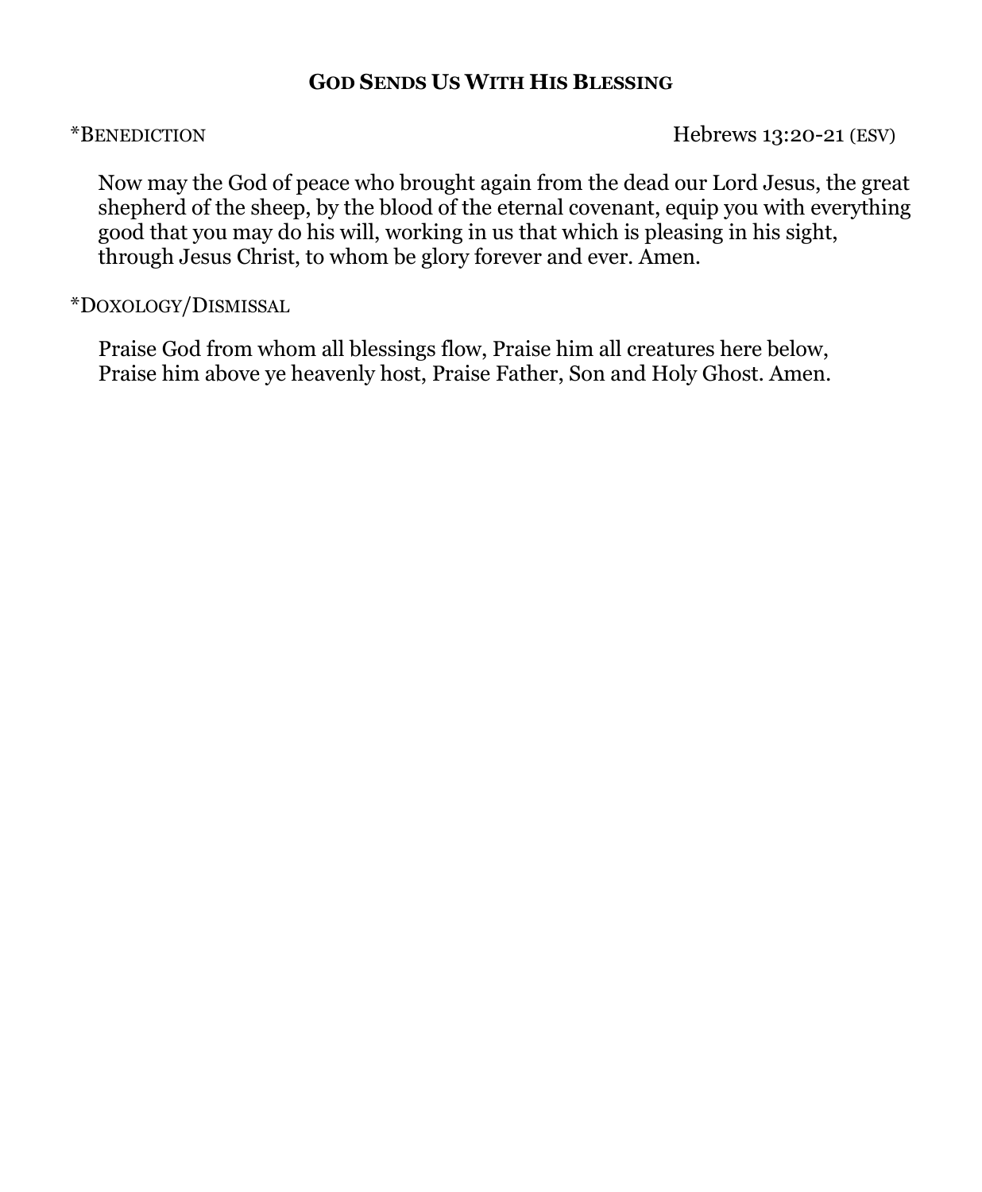## **GOD SENDS US WITH HIS BLESSING**

*BENEDICTION Hebrews 13:20-21 (ESV)

> Now may the God of peace who brought again from the dead our Lord Jesus, the great shepherd of the sheep, by the blood of the eternal covenant, equip you with everything good that you may do his will, working in us that which is pleasing in his sight, through Jesus Christ, to whom be glory forever and ever. Amen.

*DOXOLOGY/DISMISSAL

> Praise God from whom all blessings flow, Praise him all creatures here below,
> Praise him above ye heavenly host, Praise Father, Son and Holy Ghost. Amen.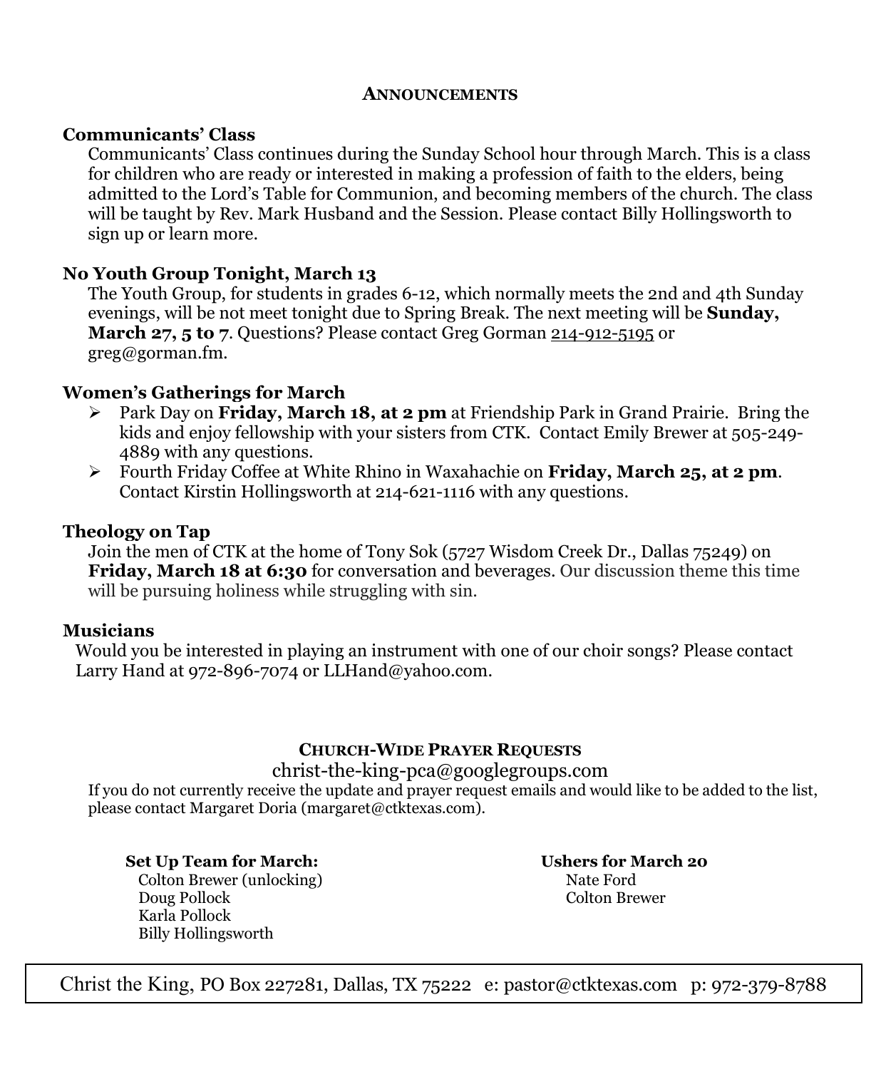## ANNOUNCEMENTS

### Communicants' Class

Communicants' Class continues during the Sunday School hour through March. This is a class for children who are ready or interested in making a profession of faith to the elders, being admitted to the Lord's Table for Communion, and becoming members of the church. The class will be taught by Rev. Mark Husband and the Session. Please contact Billy Hollingsworth to sign up or learn more.

### No Youth Group Tonight, March 13

The Youth Group, for students in grades 6-12, which normally meets the 2nd and 4th Sunday evenings, will be not meet tonight due to Spring Break. The next meeting will be **Sunday, March 27, 5 to 7**. Questions? Please contact Greg Gorman 214-912-5195 or greg@gorman.fm.

### Women's Gatherings for March

- Park Day on **Friday, March 18, at 2 pm** at Friendship Park in Grand Prairie. Bring the kids and enjoy fellowship with your sisters from CTK. Contact Emily Brewer at 505-249-4889 with any questions.
- Fourth Friday Coffee at White Rhino in Waxahachie on **Friday, March 25, at 2 pm**. Contact Kirstin Hollingsworth at 214-621-1116 with any questions.

### Theology on Tap

Join the men of CTK at the home of Tony Sok (5727 Wisdom Creek Dr., Dallas 75249) on **Friday, March 18 at 6:30** for conversation and beverages. Our discussion theme this time will be pursuing holiness while struggling with sin.

### Musicians

Would you be interested in playing an instrument with one of our choir songs? Please contact Larry Hand at 972-896-7074 or LLHand@yahoo.com.

## CHURCH-WIDE PRAYER REQUESTS

christ-the-king-pca@googlegroups.com

If you do not currently receive the update and prayer request emails and would like to be added to the list, please contact Margaret Doria (margaret@ctktexas.com).

**Set Up Team for March:**
Colton Brewer (unlocking)
Doug Pollock
Karla Pollock
Billy Hollingsworth

**Ushers for March 20**
Nate Ford
Colton Brewer

Christ the King, PO Box 227281, Dallas, TX 75222 e: pastor@ctktexas.com p: 972-379-8788